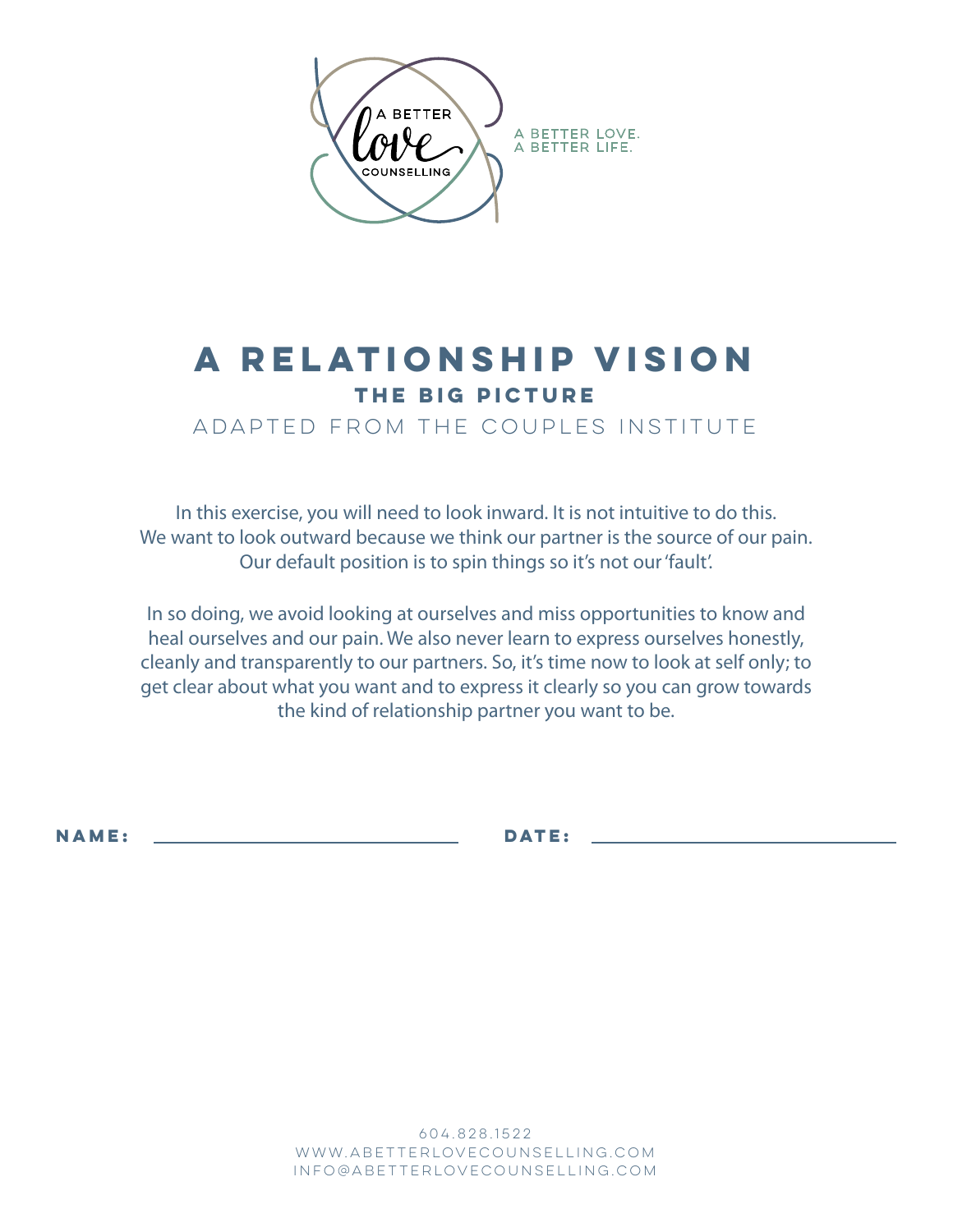A BETTER love COUNSELLING

A BETTER LOVE.
A BETTER LIFE.

# A RELATIONSHIP VISION

## THE BIG PICTURE

ADAPTED FROM THE COUPLES INSTITUTE

In this exercise, you will need to look inward. It is not intuitive to do this. We want to look outward because we think our partner is the source of our pain. Our default position is to spin things so it's not our 'fault'.

In so doing, we avoid looking at ourselves and miss opportunities to know and heal ourselves and our pain. We also never learn to express ourselves honestly, cleanly and transparently to our partners. So, it's time now to look at self only; to get clear about what you want and to express it clearly so you can grow towards the kind of relationship partner you want to be.

**NAME:** ______________________ **DATE:** ______________________

604.828.1522
WWW.ABETTERLOVECOUNSELLING.COM
INFO@ABETTERLOVECOUNSELLING.COM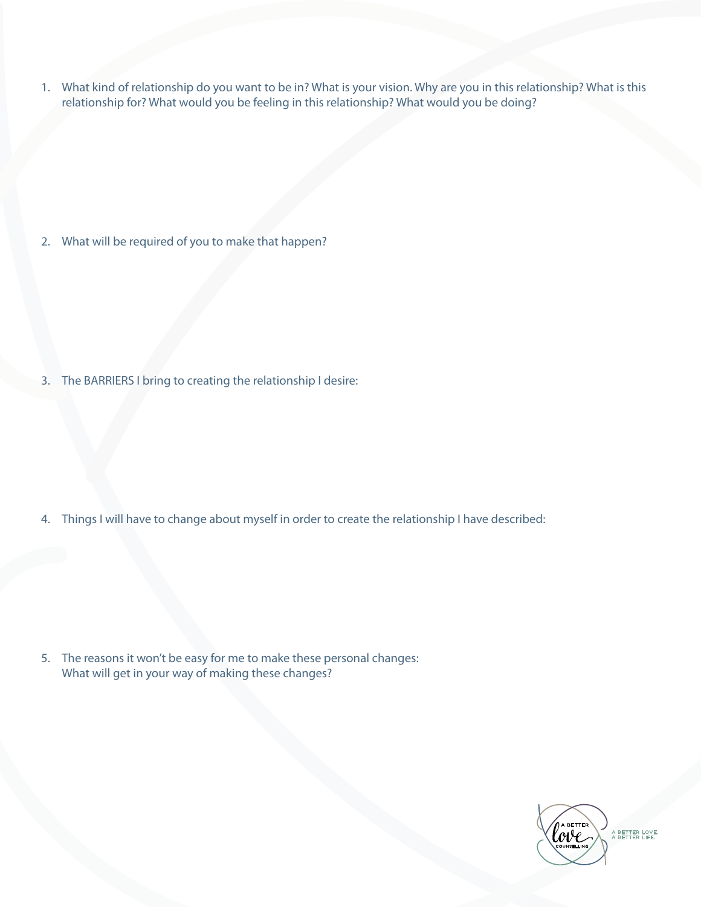1. What kind of relationship do you want to be in? What is your vision. Why are you in this relationship? What is this relationship for? What would you be feeling in this relationship? What would you be doing?

2. What will be required of you to make that happen?

3. The BARRIERS I bring to creating the relationship I desire:

4. Things I will have to change about myself in order to create the relationship I have described:

5. The reasons it won't be easy for me to make these personal changes:
   What will get in your way of making these changes?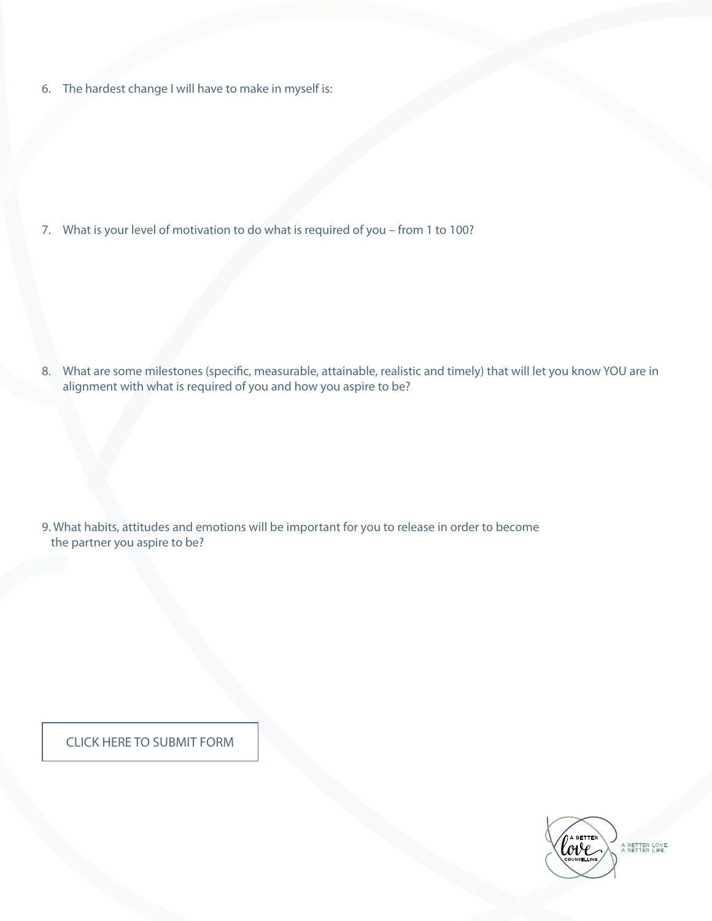6. The hardest change I will have to make in myself is:

7. What is your level of motivation to do what is required of you – from 1 to 100?

8. What are some milestones (specific, measurable, attainable, realistic and timely) that will let you know YOU are in alignment with what is required of you and how you aspire to be?

9. What habits, attitudes and emotions will be important for you to release in order to become the partner you aspire to be?

CLICK HERE TO SUBMIT FORM

A BETTER LOVE COUNSELLING

A BETTER LOVE. A BETTER LIFE.